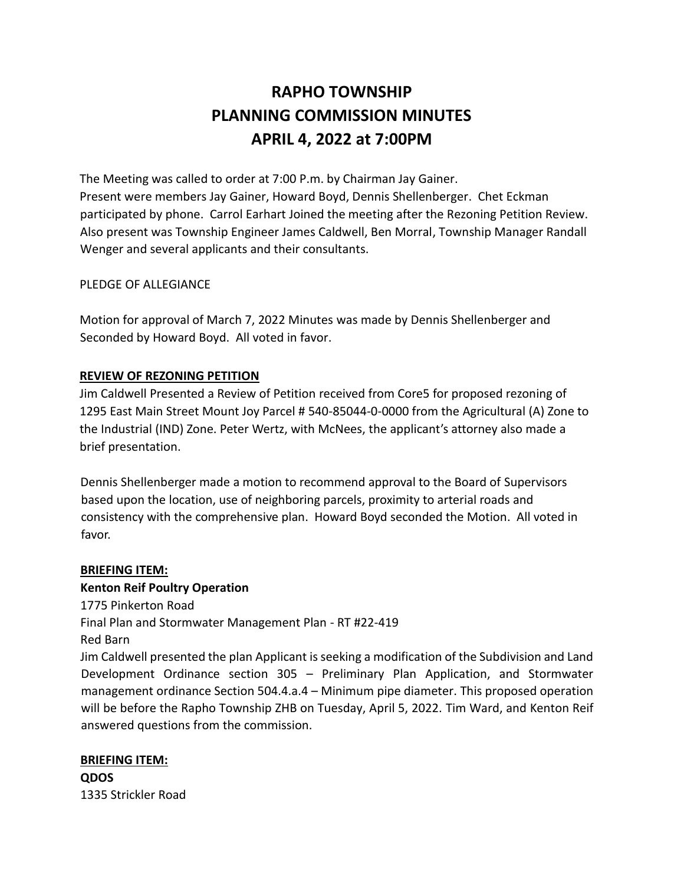# RAPHO TOWNSHIP
# PLANNING COMMISSION MINUTES
# APRIL 4, 2022 at 7:00PM

The Meeting was called to order at 7:00 P.m. by Chairman Jay Gainer.
Present were members Jay Gainer, Howard Boyd, Dennis Shellenberger. Chet Eckman participated by phone. Carrol Earhart Joined the meeting after the Rezoning Petition Review. Also present was Township Engineer James Caldwell, Ben Morral, Township Manager Randall Wenger and several applicants and their consultants.

PLEDGE OF ALLEGIANCE

Motion for approval of March 7, 2022 Minutes was made by Dennis Shellenberger and Seconded by Howard Boyd. All voted in favor.

**REVIEW OF REZONING PETITION**

Jim Caldwell Presented a Review of Petition received from Core5 for proposed rezoning of 1295 East Main Street Mount Joy Parcel # 540-85044-0-0000 from the Agricultural (A) Zone to the Industrial (IND) Zone. Peter Wertz, with McNees, the applicant's attorney also made a brief presentation.

Dennis Shellenberger made a motion to recommend approval to the Board of Supervisors based upon the location, use of neighboring parcels, proximity to arterial roads and consistency with the comprehensive plan. Howard Boyd seconded the Motion. All voted in favor.

**BRIEFING ITEM:**

**Kenton Reif Poultry Operation**

1775 Pinkerton Road
Final Plan and Stormwater Management Plan - RT #22-419
Red Barn
Jim Caldwell presented the plan Applicant is seeking a modification of the Subdivision and Land Development Ordinance section 305 – Preliminary Plan Application, and Stormwater management ordinance Section 504.4.a.4 – Minimum pipe diameter. This proposed operation will be before the Rapho Township ZHB on Tuesday, April 5, 2022. Tim Ward, and Kenton Reif answered questions from the commission.

**BRIEFING ITEM:**

**QDOS**

1335 Strickler Road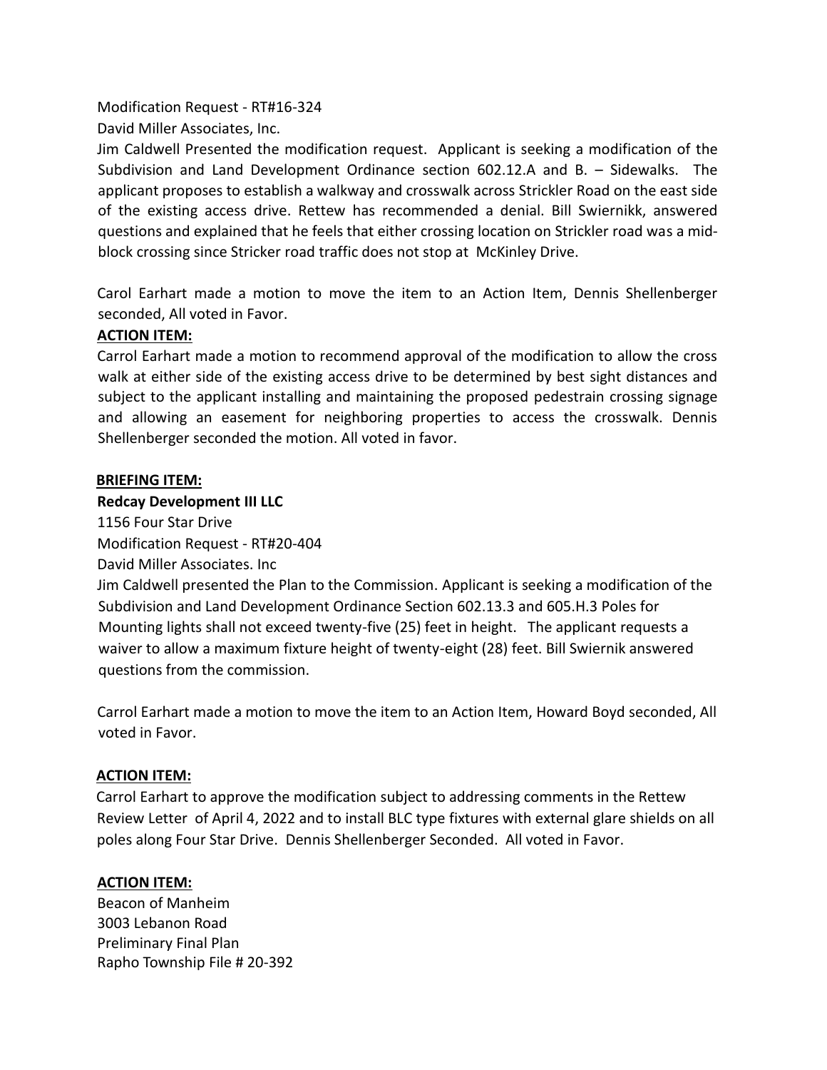Modification Request - RT#16-324

David Miller Associates, Inc.

Jim Caldwell Presented the modification request. Applicant is seeking a modification of the Subdivision and Land Development Ordinance section 602.12.A and B. – Sidewalks. The applicant proposes to establish a walkway and crosswalk across Strickler Road on the east side of the existing access drive. Rettew has recommended a denial. Bill Swiernikk, answered questions and explained that he feels that either crossing location on Strickler road was a mid-block crossing since Stricker road traffic does not stop at McKinley Drive.

Carol Earhart made a motion to move the item to an Action Item, Dennis Shellenberger seconded, All voted in Favor.

**ACTION ITEM:**

Carrol Earhart made a motion to recommend approval of the modification to allow the cross walk at either side of the existing access drive to be determined by best sight distances and subject to the applicant installing and maintaining the proposed pedestrain crossing signage and allowing an easement for neighboring properties to access the crosswalk. Dennis Shellenberger seconded the motion. All voted in favor.

**BRIEFING ITEM:**

**Redcay Development III LLC**

1156 Four Star Drive

Modification Request - RT#20-404

David Miller Associates. Inc

Jim Caldwell presented the Plan to the Commission. Applicant is seeking a modification of the Subdivision and Land Development Ordinance Section 602.13.3 and 605.H.3 Poles for Mounting lights shall not exceed twenty-five (25) feet in height. The applicant requests a waiver to allow a maximum fixture height of twenty-eight (28) feet. Bill Swiernik answered questions from the commission.

Carrol Earhart made a motion to move the item to an Action Item, Howard Boyd seconded, All voted in Favor.

**ACTION ITEM:**

Carrol Earhart to approve the modification subject to addressing comments in the Rettew Review Letter of April 4, 2022 and to install BLC type fixtures with external glare shields on all poles along Four Star Drive. Dennis Shellenberger Seconded. All voted in Favor.

**ACTION ITEM:**

Beacon of Manheim

3003 Lebanon Road

Preliminary Final Plan

Rapho Township File # 20-392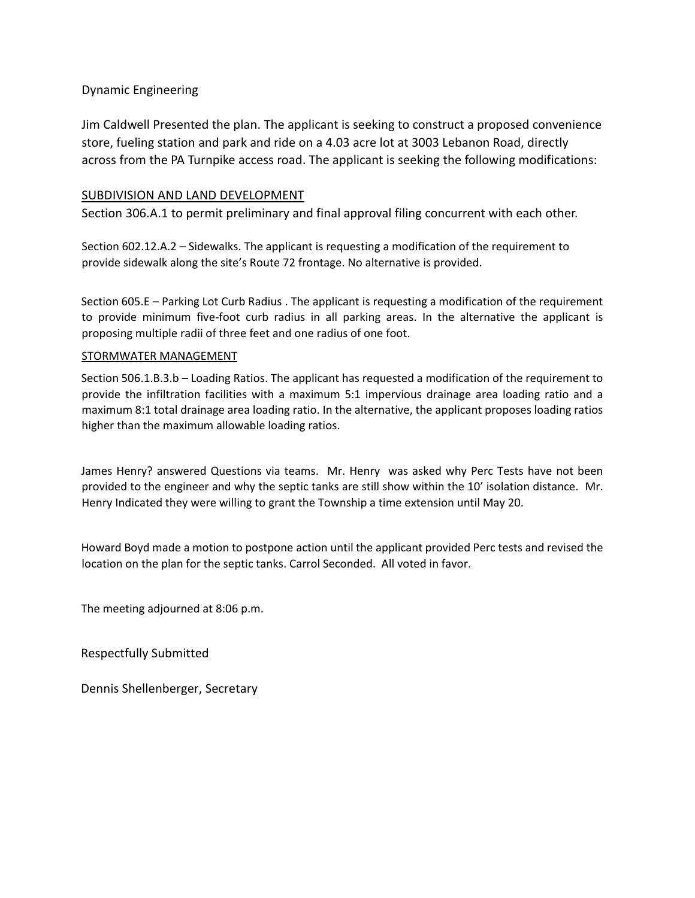Dynamic Engineering

Jim Caldwell Presented the plan. The applicant is seeking to construct a proposed convenience store, fueling station and park and ride on a 4.03 acre lot at 3003 Lebanon Road, directly across from the PA Turnpike access road. The applicant is seeking the following modifications:

SUBDIVISION AND LAND DEVELOPMENT

Section 306.A.1 to permit preliminary and final approval filing concurrent with each other.

Section 602.12.A.2 – Sidewalks. The applicant is requesting a modification of the requirement to provide sidewalk along the site's Route 72 frontage. No alternative is provided.

Section 605.E – Parking Lot Curb Radius . The applicant is requesting a modification of the requirement to provide minimum five-foot curb radius in all parking areas. In the alternative the applicant is proposing multiple radii of three feet and one radius of one foot.

STORMWATER MANAGEMENT

Section 506.1.B.3.b – Loading Ratios. The applicant has requested a modification of the requirement to provide the infiltration facilities with a maximum 5:1 impervious drainage area loading ratio and a maximum 8:1 total drainage area loading ratio. In the alternative, the applicant proposes loading ratios higher than the maximum allowable loading ratios.

James Henry? answered Questions via teams. Mr. Henry was asked why Perc Tests have not been provided to the engineer and why the septic tanks are still show within the 10' isolation distance. Mr. Henry Indicated they were willing to grant the Township a time extension until May 20.

Howard Boyd made a motion to postpone action until the applicant provided Perc tests and revised the location on the plan for the septic tanks. Carrol Seconded. All voted in favor.

The meeting adjourned at 8:06 p.m.

Respectfully Submitted

Dennis Shellenberger, Secretary